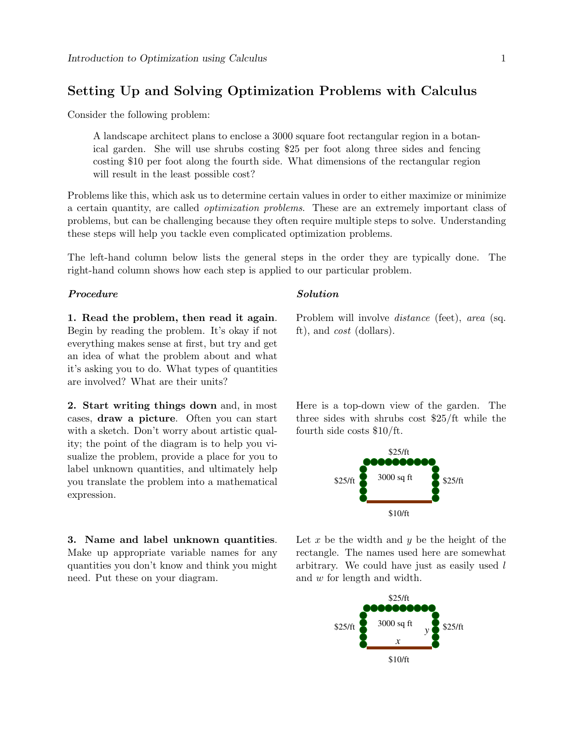# Setting Up and Solving Optimization Problems with Calculus

Consider the following problem:

> A landscape architect plans to enclose a 3000 square foot rectangular region in a botanical garden. She will use shrubs costing \$25 per foot along three sides and fencing costing \$10 per foot along the fourth side. What dimensions of the rectangular region will result in the least possible cost?

Problems like this, which ask us to determine certain values in order to either maximize or minimize a certain quantity, are called *optimization problems*. These are an extremely important class of problems, but can be challenging because they often require multiple steps to solve. Understanding these steps will help you tackle even complicated optimization problems.

The left-hand column below lists the general steps in the order they are typically done. The right-hand column shows how each step is applied to our particular problem.

***Procedure***

**1. Read the problem, then read it again**. Begin by reading the problem. It's okay if not everything makes sense at first, but try and get an idea of what the problem about and what it's asking you to do. What types of quantities are involved? What are their units?

***Solution***

Problem will involve *distance* (feet), *area* (sq. ft), and *cost* (dollars).

**2. Start writing things down** and, in most cases, **draw a picture**. Often you can start with a sketch. Don't worry about artistic quality; the point of the diagram is to help you visualize the problem, provide a place for you to label unknown quantities, and ultimately help you translate the problem into a mathematical expression.

Here is a top-down view of the garden. The three sides with shrubs cost \$25/ft while the fourth side costs \$10/ft.

\$25/ft

\$25/ft 3000 sq ft \$25/ft

\$10/ft

**3. Name and label unknown quantities**. Make up appropriate variable names for any quantities you don't know and think you might need. Put these on your diagram.

Let $x$ be the width and $y$ be the height of the rectangle. The names used here are somewhat arbitrary. We could have just as easily used $l$ and $w$ for length and width.

\$25/ft

\$25/ft 3000 sq ft $y$ \$25/ft

$x$

\$10/ft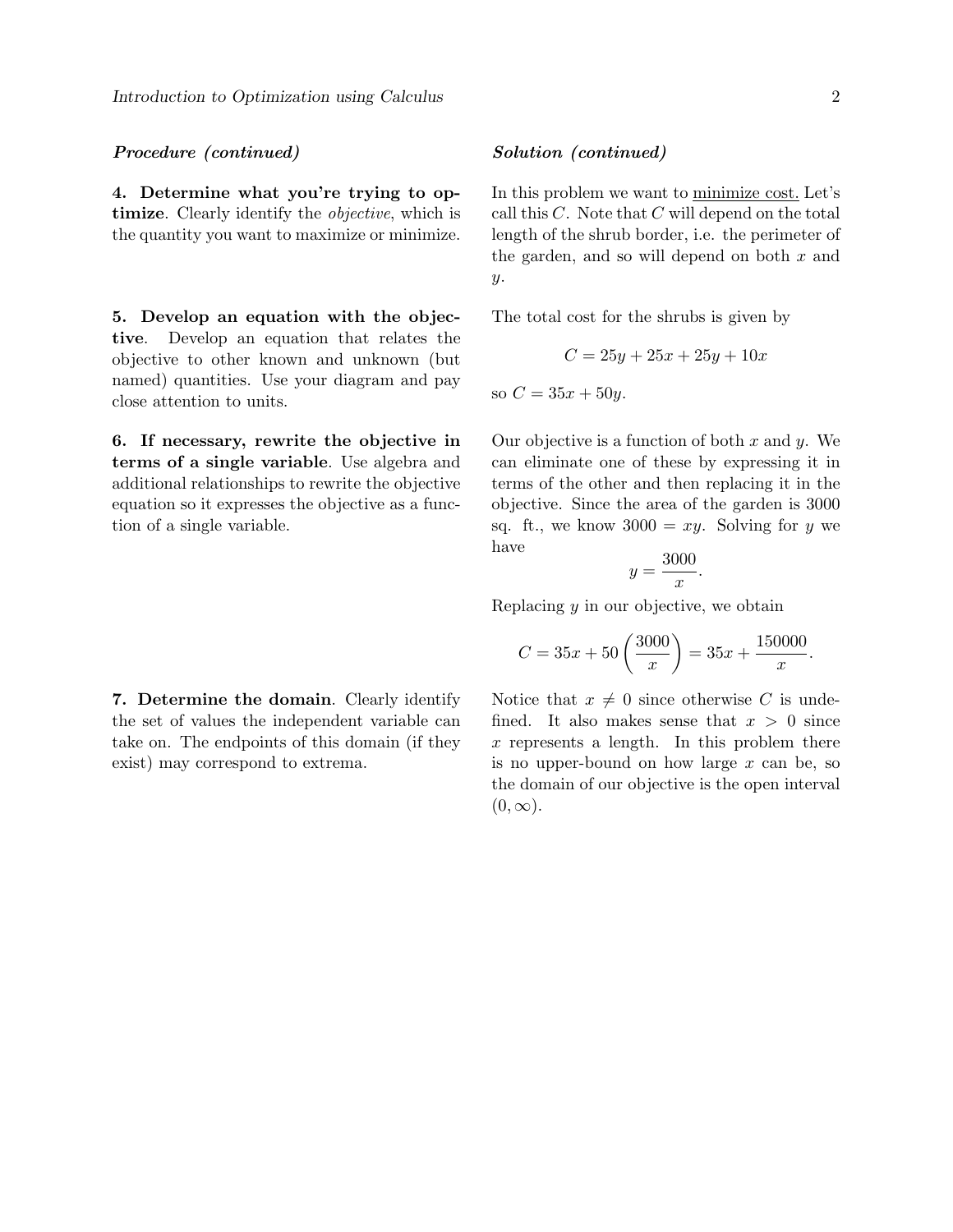| ***Procedure (continued)*** | ***Solution (continued)*** |
| --- | --- |
| **4. Determine what you're trying to optimize**. Clearly identify the *objective*, which is the quantity you want to maximize or minimize. | In this problem we want to minimize cost. Let's call this $C$. Note that $C$ will depend on the total length of the shrub border, i.e. the perimeter of the garden, and so will depend on both $x$ and $y$. |
| **5. Develop an equation with the objective**. Develop an equation that relates the objective to other known and unknown (but named) quantities. Use your diagram and pay close attention to units. | The total cost for the shrubs is given by $$C = 25y + 25x + 25y + 10x$$ so $C = 35x + 50y$. |
| **6. If necessary, rewrite the objective in terms of a single variable**. Use algebra and additional relationships to rewrite the objective equation so it expresses the objective as a function of a single variable. | Our objective is a function of both $x$ and $y$. We can eliminate one of these by expressing it in terms of the other and then replacing it in the objective. Since the area of the garden is 3000 sq. ft., we know $3000 = xy$. Solving for $y$ we have $$y = \frac{3000}{x}.$$ Replacing $y$ in our objective, we obtain $$C = 35x + 50\left(\frac{3000}{x}\right) = 35x + \frac{150000}{x}.$$ |
| **7. Determine the domain**. Clearly identify the set of values the independent variable can take on. The endpoints of this domain (if they exist) may correspond to extrema. | Notice that $x \neq 0$ since otherwise $C$ is undefined. It also makes sense that $x > 0$ since $x$ represents a length. In this problem there is no upper-bound on how large $x$ can be, so the domain of our objective is the open interval $(0, \infty)$. |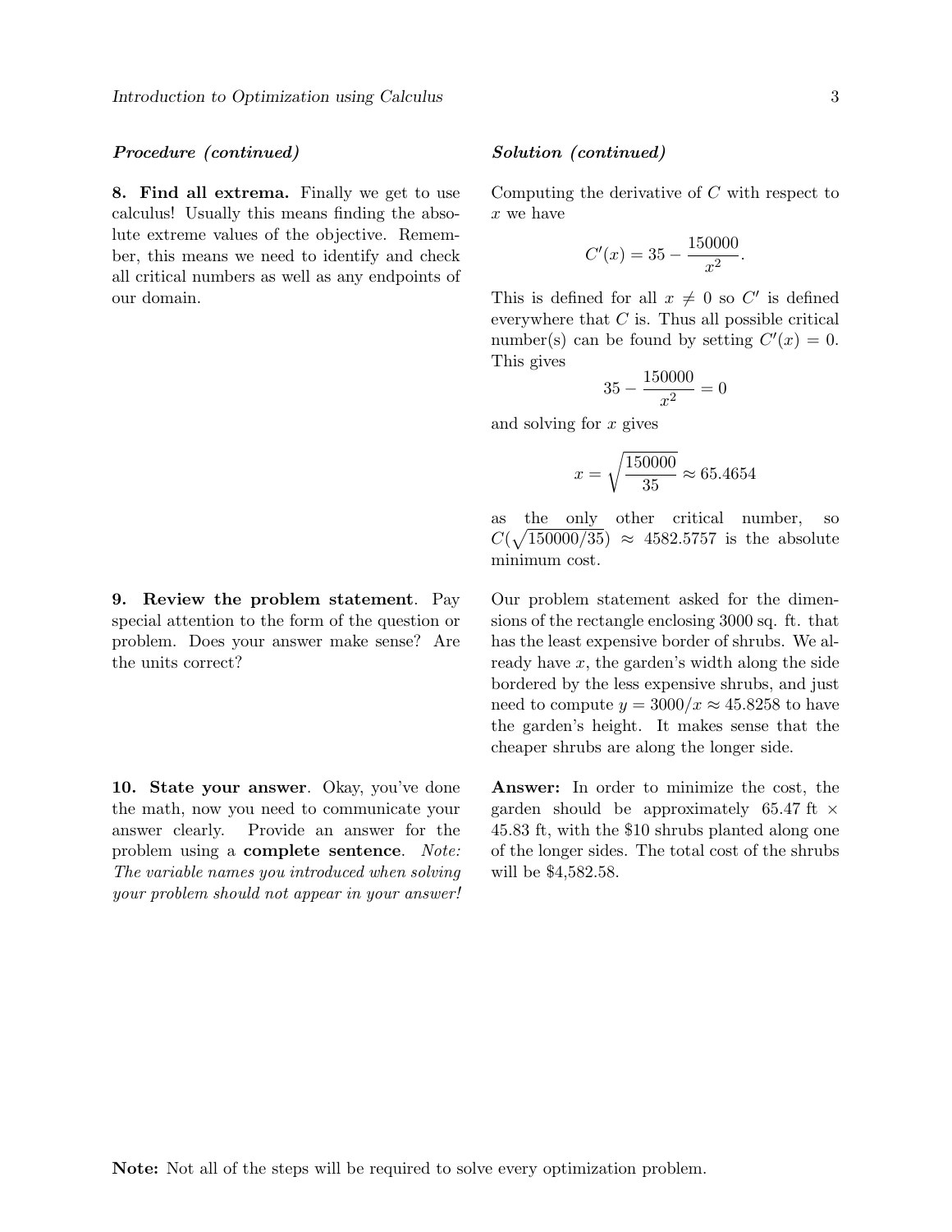***Procedure (continued)***

***Solution (continued)***

**8. Find all extrema.** Finally we get to use calculus! Usually this means finding the absolute extreme values of the objective. Remember, this means we need to identify and check all critical numbers as well as any endpoints of our domain.

Computing the derivative of $C$ with respect to $x$ we have

$$C'(x) = 35 - \frac{150000}{x^2}.$$

This is defined for all $x \neq 0$ so $C'$ is defined everywhere that $C$ is. Thus all possible critical number(s) can be found by setting $C'(x) = 0$. This gives

$$35 - \frac{150000}{x^2} = 0$$

and solving for $x$ gives

$$x = \sqrt{\frac{150000}{35}} \approx 65.4654$$

as the only other critical number, so $C(\sqrt{150000/35}) \approx 4582.5757$ is the absolute minimum cost.

**9. Review the problem statement**. Pay special attention to the form of the question or problem. Does your answer make sense? Are the units correct?

Our problem statement asked for the dimensions of the rectangle enclosing 3000 sq. ft. that has the least expensive border of shrubs. We already have $x$, the garden's width along the side bordered by the less expensive shrubs, and just need to compute $y = 3000/x \approx 45.8258$ to have the garden's height. It makes sense that the cheaper shrubs are along the longer side.

**10. State your answer**. Okay, you've done the math, now you need to communicate your answer clearly. Provide an answer for the problem using a **complete sentence**. *Note: The variable names you introduced when solving your problem should not appear in your answer!*

**Answer:** In order to minimize the cost, the garden should be approximately 65.47 ft $\times$ 45.83 ft, with the \$10 shrubs planted along one of the longer sides. The total cost of the shrubs will be \$4,582.58.

**Note:** Not all of the steps will be required to solve every optimization problem.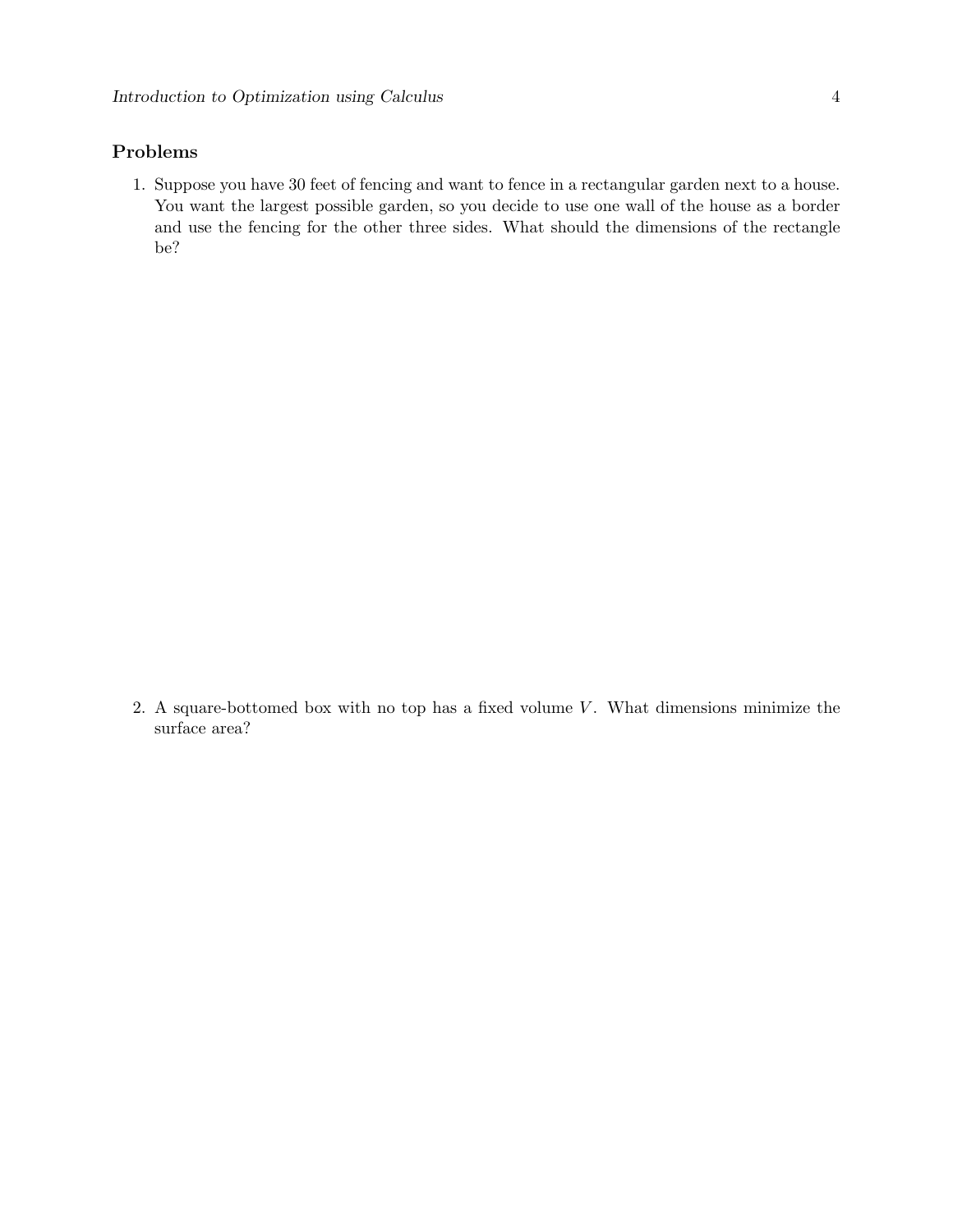## Problems

1. Suppose you have 30 feet of fencing and want to fence in a rectangular garden next to a house. You want the largest possible garden, so you decide to use one wall of the house as a border and use the fencing for the other three sides. What should the dimensions of the rectangle be?

2. A square-bottomed box with no top has a fixed volume $V$. What dimensions minimize the surface area?